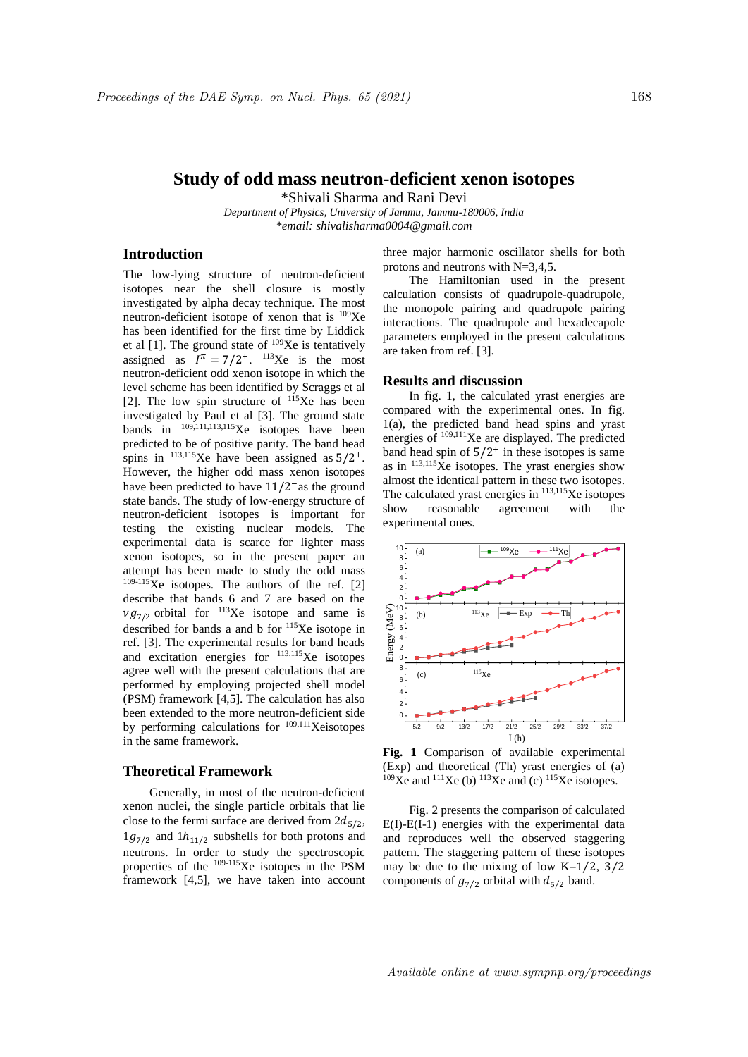# Study of odd mass neutron-deficient xenon isotopes

*Shivali Sharma and Rani Devi

*Department of Physics, University of Jammu, Jammu-180006, India*

*\*email: shivalisharma0004@gmail.com*

## Introduction

The low-lying structure of neutron-deficient isotopes near the shell closure is mostly investigated by alpha decay technique. The most neutron-deficient isotope of xenon that is $^{109}$Xe has been identified for the first time by Liddick et al [1]. The ground state of $^{109}$Xe is tentatively assigned as $I^{\pi} = 7/2^{+}$. $^{113}$Xe is the most neutron-deficient odd xenon isotope in which the level scheme has been identified by Scraggs et al [2]. The low spin structure of $^{115}$Xe has been investigated by Paul et al [3]. The ground state bands in $^{109,111,113,115}$Xe isotopes have been predicted to be of positive parity. The band head spins in $^{113,115}$Xe have been assigned as $5/2^{+}$. However, the higher odd mass xenon isotopes have been predicted to have $11/2^{-}$ as the ground state bands. The study of low-energy structure of neutron-deficient isotopes is important for testing the existing nuclear models. The experimental data is scarce for lighter mass xenon isotopes, so in the present paper an attempt has been made to study the odd mass $^{109-115}$Xe isotopes. The authors of the ref. [2] describe that bands 6 and 7 are based on the $\nu g_{7/2}$ orbital for $^{113}$Xe isotope and same is described for bands a and b for $^{115}$Xe isotope in ref. [3]. The experimental results for band heads and excitation energies for $^{113,115}$Xe isotopes agree well with the present calculations that are performed by employing projected shell model (PSM) framework [4,5]. The calculation has also been extended to the more neutron-deficient side by performing calculations for $^{109,111}$Xeisotopes in the same framework.

## Theoretical Framework

Generally, in most of the neutron-deficient xenon nuclei, the single particle orbitals that lie close to the fermi surface are derived from $2d_{5/2}$, $1g_{7/2}$ and $1h_{11/2}$ subshells for both protons and neutrons. In order to study the spectroscopic properties of the $^{109-115}$Xe isotopes in the PSM framework [4,5], we have taken into account three major harmonic oscillator shells for both protons and neutrons with N=3,4,5.

The Hamiltonian used in the present calculation consists of quadrupole-quadrupole, the monopole pairing and quadrupole pairing interactions. The quadrupole and hexadecapole parameters employed in the present calculations are taken from ref. [3].

## Results and discussion

In fig. 1, the calculated yrast energies are compared with the experimental ones. In fig. 1(a), the predicted band head spins and yrast energies of $^{109,111}$Xe are displayed. The predicted band head spin of $5/2^{+}$ in these isotopes is same as in $^{113,115}$Xe isotopes. The yrast energies show almost the identical pattern in these two isotopes. The calculated yrast energies in $^{113,115}$Xe isotopes show reasonable agreement with the experimental ones.

**Fig. 1** Comparison of available experimental (Exp) and theoretical (Th) yrast energies of (a) $^{109}$Xe and $^{111}$Xe (b) $^{113}$Xe and (c) $^{115}$Xe isotopes.

Fig. 2 presents the comparison of calculated E(I)-E(I-1) energies with the experimental data and reproduces well the observed staggering pattern. The staggering pattern of these isotopes may be due to the mixing of low K=$1/2$, $3/2$ components of $g_{7/2}$ orbital with $d_{5/2}$ band.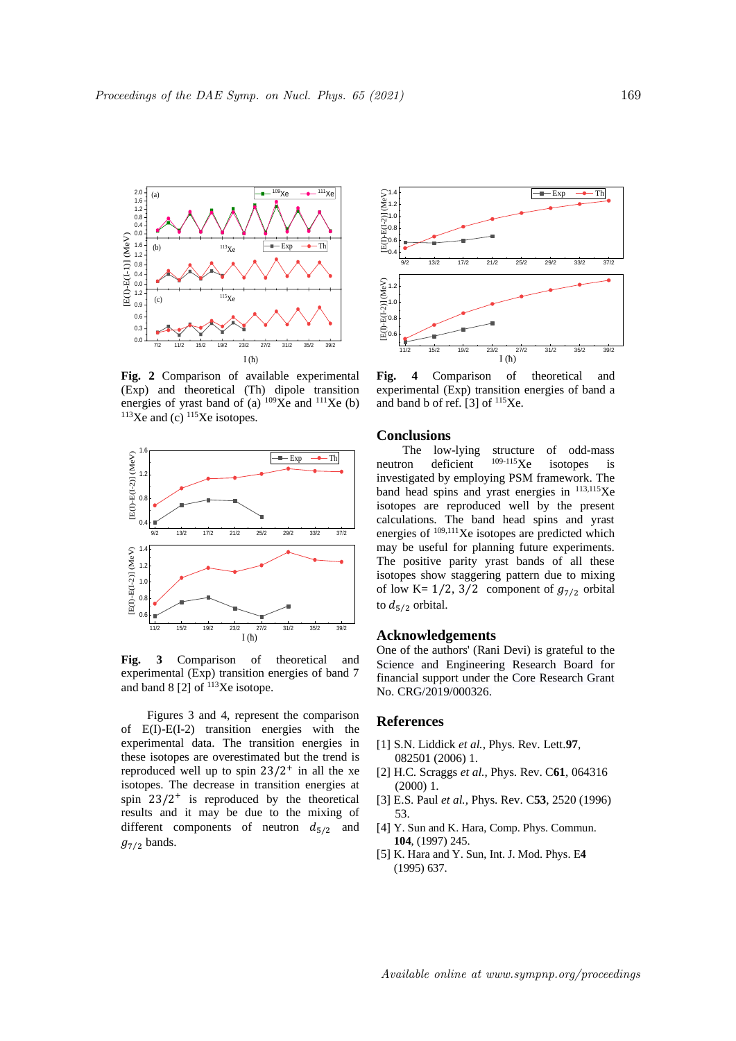(a)

$^{109}$Xe

$^{111}$Xe

(b)

$^{113}$Xe

Exp

Th

(c)

$^{115}$Xe

[E(I)-E(I-1)] (MeV)

I (ħ)

**Fig. 2** Comparison of available experimental (Exp) and theoretical (Th) dipole transition energies of yrast band of (a) $^{109}$Xe and $^{111}$Xe (b) $^{113}$Xe and (c) $^{115}$Xe isotopes.

Exp

Th

[E(I)-E(I-2)] (MeV)

I (ħ)

**Fig. 3** Comparison of theoretical and experimental (Exp) transition energies of band 7 and band 8 [2] of $^{113}$Xe isotope.

Figures 3 and 4, represent the comparison of E(I)-E(I-2) transition energies with the experimental data. The transition energies in these isotopes are overestimated but the trend is reproduced well up to spin $23/2^+$ in all the xe isotopes. The decrease in transition energies at spin $23/2^+$ is reproduced by the theoretical results and it may be due to the mixing of different components of neutron $d_{5/2}$ and $g_{7/2}$ bands.

Exp

Th

[E(I)-E(I-2)] (MeV)

I (ħ)

**Fig. 4** Comparison of theoretical and experimental (Exp) transition energies of band a and band b of ref. [3] of $^{115}$Xe.

## Conclusions

The low-lying structure of odd-mass neutron deficient $^{109-115}$Xe isotopes is investigated by employing PSM framework. The band head spins and yrast energies in $^{113,115}$Xe isotopes are reproduced well by the present calculations. The band head spins and yrast energies of $^{109,111}$Xe isotopes are predicted which may be useful for planning future experiments. The positive parity yrast bands of all these isotopes show staggering pattern due to mixing of low K= $1/2$, $3/2$ component of $g_{7/2}$ orbital to $d_{5/2}$ orbital.

## Acknowledgements

One of the authors' (Rani Devi) is grateful to the Science and Engineering Research Board for financial support under the Core Research Grant No. CRG/2019/000326.

## References

[1] S.N. Liddick *et al.*, Phys. Rev. Lett.**97**, 082501 (2006) 1.

[2] H.C. Scraggs *et al.*, Phys. Rev. C**61**, 064316 (2000) 1.

[3] E.S. Paul *et al.*, Phys. Rev. C**53**, 2520 (1996) 53.

[4] Y. Sun and K. Hara, Comp. Phys. Commun. **104**, (1997) 245.

[5] K. Hara and Y. Sun, Int. J. Mod. Phys. E**4** (1995) 637.